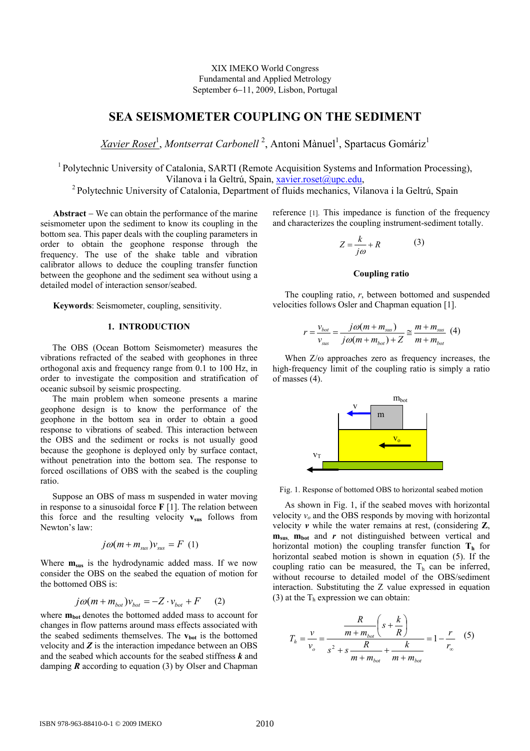XIX IMEKO World Congress
Fundamental and Applied Metrology
September 6−11, 2009, Lisbon, Portugal

# SEA SEISMOMETER COUPLING ON THE SEDIMENT

Xavier Roset[1], Montserrat Carbonell[2], Antoni Mànuel[1], Spartacus Gomáriz[1]

[1] Polytechnic University of Catalonia, SARTI (Remote Acquisition Systems and Information Processing), Vilanova i la Geltrú, Spain, xavier.roset@upc.edu,
[2] Polytechnic University of Catalonia, Department of fluids mechanics, Vilanova i la Geltrú, Spain

**Abstract** – We can obtain the performance of the marine seismometer upon the sediment to know its coupling in the bottom sea. This paper deals with the coupling parameters in order to obtain the geophone response through the frequency. The use of the shake table and vibration calibrator allows to deduce the coupling transfer function between the geophone and the sediment sea without using a detailed model of interaction sensor/seabed.

**Keywords**: Seismometer, coupling, sensitivity.

## 1. INTRODUCTION

The OBS (Ocean Bottom Seismometer) measures the vibrations refracted of the seabed with geophones in three orthogonal axis and frequency range from 0.1 to 100 Hz, in order to investigate the composition and stratification of oceanic subsoil by seismic prospecting.

The main problem when someone presents a marine geophone design is to know the performance of the geophone in the bottom sea in order to obtain a good response to vibrations of seabed. This interaction between the OBS and the sediment or rocks is not usually good because the geophone is deployed only by surface contact, without penetration into the bottom sea. The response to forced oscillations of OBS with the seabed is the coupling ratio.

Suppose an OBS of mass m suspended in water moving in response to a sinusoidal force **F** [1]. The relation between this force and the resulting velocity $\mathbf{v_{sus}}$ follows from Newton's law:

$$j\omega(m+m_{sus})v_{sus} = F \quad (1)$$

Where $\mathbf{m_{sus}}$ is the hydrodynamic added mass. If we now consider the OBS on the seabed the equation of motion for the bottomed OBS is:

$$j\omega(m+m_{bot})v_{bot} = -Z\cdot v_{bot} + F \quad (2)$$

where $\mathbf{m_{bot}}$ denotes the bottomed added mass to account for changes in flow patterns around mass effects associated with the seabed sediments themselves. The $\mathbf{v_{bot}}$ is the bottomed velocity and $\boldsymbol{Z}$ is the interaction impedance between an OBS and the seabed which accounts for the seabed stiffness $\boldsymbol{k}$ and damping $\boldsymbol{R}$ according to equation (3) by Olser and Chapman reference [1]. This impedance is function of the frequency and characterizes the coupling instrument-sediment totally.

$$Z = \frac{k}{j\omega} + R \quad (3)$$

### Coupling ratio

The coupling ratio, $r$, between bottomed and suspended velocities follows Osler and Chapman equation [1].

$$r = \frac{v_{bot}}{v_{sus}} = \frac{j\omega(m+m_{sus})}{j\omega(m+m_{bot})+Z} \cong \frac{m+m_{sus}}{m+m_{bot}} \quad (4)$$

When $Z/\omega$ approaches zero as frequency increases, the high-frequency limit of the coupling ratio is simply a ratio of masses (4).

Fig. 1. Response of bottomed OBS to horizontal seabed motion

As shown in Fig. 1, if the seabed moves with horizontal velocity $v_o$ and the OBS responds by moving with horizontal velocity $\boldsymbol{v}$ while the water remains at rest, (considering $\mathbf{Z}$, $\mathbf{m_{sus}}$, $\mathbf{m_{bot}}$ and $\boldsymbol{r}$ not distinguished between vertical and horizontal motion) the coupling transfer function $\mathbf{T_h}$ for horizontal seabed motion is shown in equation (5). If the coupling ratio can be measured, the $T_h$ can be inferred, without recourse to detailed model of the OBS/sediment interaction. Substituting the Z value expressed in equation (3) at the $T_h$ expression we can obtain:

$$T_h = \frac{v}{v_o} = \frac{\frac{R}{m+m_{bot}}\left(s+\frac{k}{R}\right)}{s^2 + s\frac{R}{m+m_{bot}} + \frac{k}{m+m_{bot}}} = 1 - \frac{r}{r_\infty} \quad (5)$$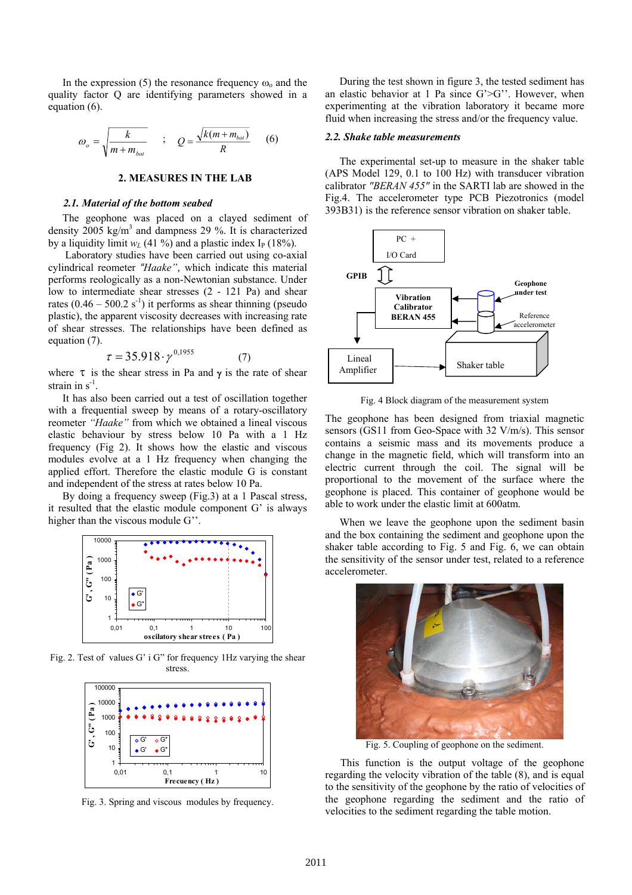In the expression (5) the resonance frequency $\omega_o$ and the quality factor Q are identifying parameters showed in a equation (6).

$$\omega_o = \sqrt{\frac{k}{m + m_{bot}}} \quad ; \quad Q = \frac{\sqrt{k(m + m_{bot})}}{R} \qquad (6)$$

## 2. MEASURES IN THE LAB

### 2.1. Material of the bottom seabed

The geophone was placed on a clayed sediment of density 2005 kg/m$^3$ and dampness 29 %. It is characterized by a liquidity limit $w_L$ (41 %) and a plastic index $I_P$ (18%).

Laboratory studies have been carried out using co-axial cylindrical reometer *"Haake"*, which indicate this material performs reologically as a non-Newtonian substance. Under low to intermediate shear stresses (2 - 121 Pa) and shear rates (0.46 – 500.2 s$^{-1}$) it performs as shear thinning (pseudo plastic), the apparent viscosity decreases with increasing rate of shear stresses. The relationships have been defined as equation (7).

$$\tau = 35.918 \cdot \gamma^{0,1955} \qquad (7)$$

where $\tau$ is the shear stress in Pa and $\gamma$ is the rate of shear strain in s$^{-1}$.

It has also been carried out a test of oscillation together with a frequential sweep by means of a rotary-oscillatory reometer *"Haake"* from which we obtained a lineal viscous elastic behaviour by stress below 10 Pa with a 1 Hz frequency (Fig 2). It shows how the elastic and viscous modules evolve at a 1 Hz frequency when changing the applied effort. Therefore the elastic module G is constant and independent of the stress at rates below 10 Pa.

By doing a frequency sweep (Fig.3) at a 1 Pascal stress, it resulted that the elastic module component G' is always higher than the viscous module G''.

Fig. 2. Test of values G' i G" for frequency 1Hz varying the shear stress.

Fig. 3. Spring and viscous modules by frequency.

During the test shown in figure 3, the tested sediment has an elastic behavior at 1 Pa since G'>G''. However, when experimenting at the vibration laboratory it became more fluid when increasing the stress and/or the frequency value.

### 2.2. Shake table measurements

The experimental set-up to measure in the shaker table (APS Model 129, 0.1 to 100 Hz) with transducer vibration calibrator *"BERAN 455"* in the SARTI lab are showed in the Fig.4. The accelerometer type PCB Piezotronics (model 393B31) is the reference sensor vibration on shaker table.

Fig. 4 Block diagram of the measurement system

The geophone has been designed from triaxial magnetic sensors (GS11 from Geo-Space with 32 V/m/s). This sensor contains a seismic mass and its movements produce a change in the magnetic field, which will transform into an electric current through the coil. The signal will be proportional to the movement of the surface where the geophone is placed. This container of geophone would be able to work under the elastic limit at 600atm.

When we leave the geophone upon the sediment basin and the box containing the sediment and geophone upon the shaker table according to Fig. 5 and Fig. 6, we can obtain the sensitivity of the sensor under test, related to a reference accelerometer.

Fig. 5. Coupling of geophone on the sediment.

This function is the output voltage of the geophone regarding the velocity vibration of the table (8), and is equal to the sensitivity of the geophone by the ratio of velocities of the geophone regarding the sediment and the ratio of velocities to the sediment regarding the table motion.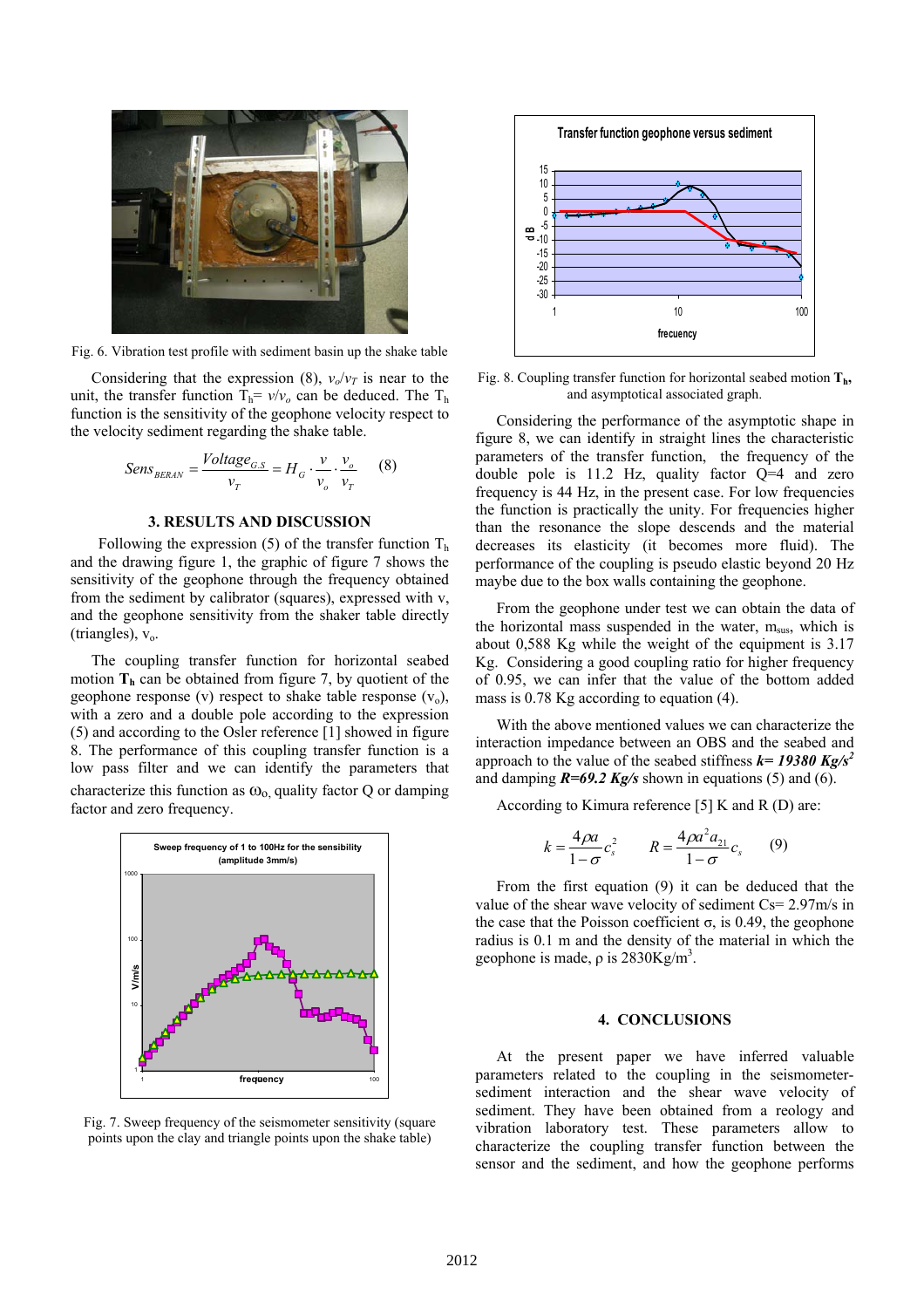Fig. 6. Vibration test profile with sediment basin up the shake table

Considering that the expression (8), $v_o/v_T$ is near to the unit, the transfer function $T_h = v/v_o$ can be deduced. The $T_h$ function is the sensitivity of the geophone velocity respect to the velocity sediment regarding the shake table.

$$Sens_{BERAN} = \frac{Voltage_{G.S}}{v_T} = H_G \cdot \frac{v}{v_o} \cdot \frac{v_o}{v_T} \quad (8)$$

## 3. RESULTS AND DISCUSSION

Following the expression (5) of the transfer function $T_h$ and the drawing figure 1, the graphic of figure 7 shows the sensitivity of the geophone through the frequency obtained from the sediment by calibrator (squares), expressed with v, and the geophone sensitivity from the shaker table directly (triangles), $v_o$.

The coupling transfer function for horizontal seabed motion $\mathbf{T_h}$ can be obtained from figure 7, by quotient of the geophone response (v) respect to shake table response ($v_o$), with a zero and a double pole according to the expression (5) and according to the Osler reference [1] showed in figure 8. The performance of this coupling transfer function is a low pass filter and we can identify the parameters that characterize this function as $\omega_o$, quality factor Q or damping factor and zero frequency.

Fig. 7. Sweep frequency of the seismometer sensitivity (square points upon the clay and triangle points upon the shake table)

Fig. 8. Coupling transfer function for horizontal seabed motion $\mathbf{T_h}$, and asymptotical associated graph.

Considering the performance of the asymptotic shape in figure 8, we can identify in straight lines the characteristic parameters of the transfer function, the frequency of the double pole is 11.2 Hz, quality factor Q=4 and zero frequency is 44 Hz, in the present case. For low frequencies the function is practically the unity. For frequencies higher than the resonance the slope descends and the material decreases its elasticity (it becomes more fluid). The performance of the coupling is pseudo elastic beyond 20 Hz maybe due to the box walls containing the geophone.

From the geophone under test we can obtain the data of the horizontal mass suspended in the water, $m_{sus}$, which is about 0,588 Kg while the weight of the equipment is 3.17 Kg. Considering a good coupling ratio for higher frequency of 0.95, we can infer that the value of the bottom added mass is 0.78 Kg according to equation (4).

With the above mentioned values we can characterize the interaction impedance between an OBS and the seabed and approach to the value of the seabed stiffness ***k= 19380 Kg/s²*** and damping ***R=69.2 Kg/s*** shown in equations (5) and (6).

According to Kimura reference [5] K and R (D) are:

$$k = \frac{4\rho a}{1-\sigma} c_s^2 \qquad R = \frac{4\rho a^2 a_{21}}{1-\sigma} c_s \quad (9)$$

From the first equation (9) it can be deduced that the value of the shear wave velocity of sediment Cs= 2.97m/s in the case that the Poisson coefficient σ, is 0.49, the geophone radius is 0.1 m and the density of the material in which the geophone is made, ρ is 2830Kg/m³.

## 4. CONCLUSIONS

At the present paper we have inferred valuable parameters related to the coupling in the seismometer-sediment interaction and the shear wave velocity of sediment. They have been obtained from a reology and vibration laboratory test. These parameters allow to characterize the coupling transfer function between the sensor and the sediment, and how the geophone performs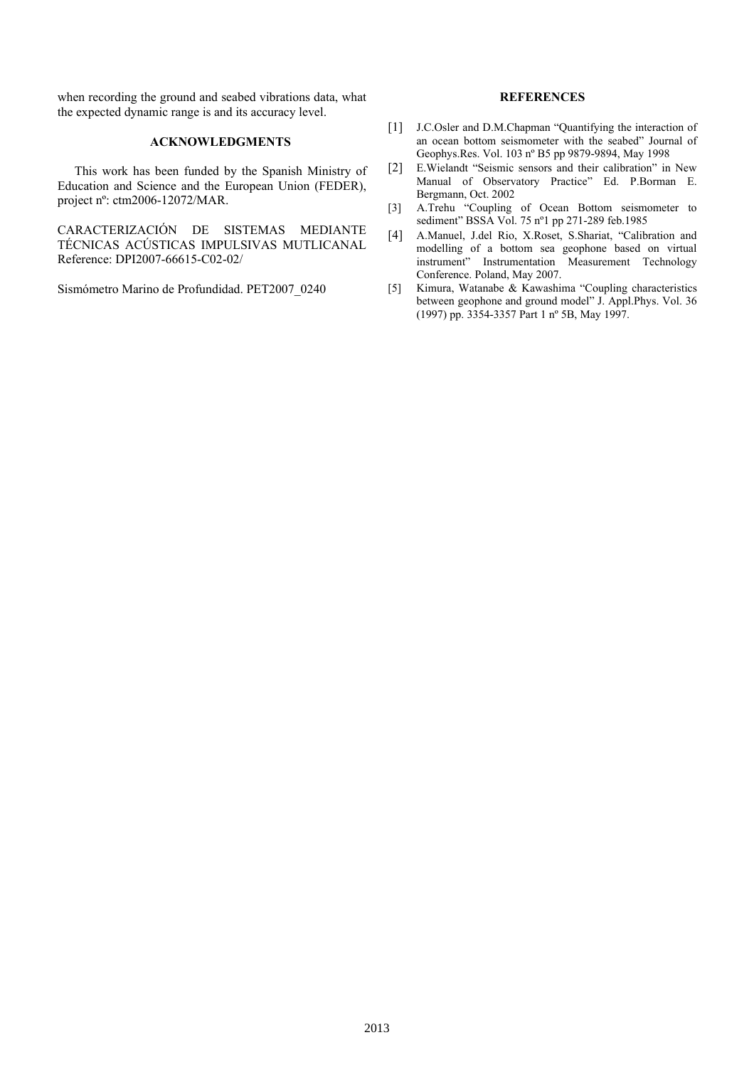when recording the ground and seabed vibrations data, what the expected dynamic range is and its accuracy level.

## ACKNOWLEDGMENTS

This work has been funded by the Spanish Ministry of Education and Science and the European Union (FEDER), project nº: ctm2006-12072/MAR.

CARACTERIZACIÓN DE SISTEMAS MEDIANTE TÉCNICAS ACÚSTICAS IMPULSIVAS MUTLICANAL Reference: DPI2007-66615-C02-02/

Sismómetro Marino de Profundidad. PET2007_0240

## REFERENCES

[1] J.C.Osler and D.M.Chapman "Quantifying the interaction of an ocean bottom seismometer with the seabed" Journal of Geophys.Res. Vol. 103 nº B5 pp 9879-9894, May 1998

[2] E.Wielandt "Seismic sensors and their calibration" in New Manual of Observatory Practice" Ed. P.Borman E. Bergmann, Oct. 2002

[3] A.Trehu "Coupling of Ocean Bottom seismometer to sediment" BSSA Vol. 75 nº1 pp 271-289 feb.1985

[4] A.Manuel, J.del Rio, X.Roset, S.Shariat, "Calibration and modelling of a bottom sea geophone based on virtual instrument" Instrumentation Measurement Technology Conference. Poland, May 2007.

[5] Kimura, Watanabe & Kawashima "Coupling characteristics between geophone and ground model" J. Appl.Phys. Vol. 36 (1997) pp. 3354-3357 Part 1 nº 5B, May 1997.